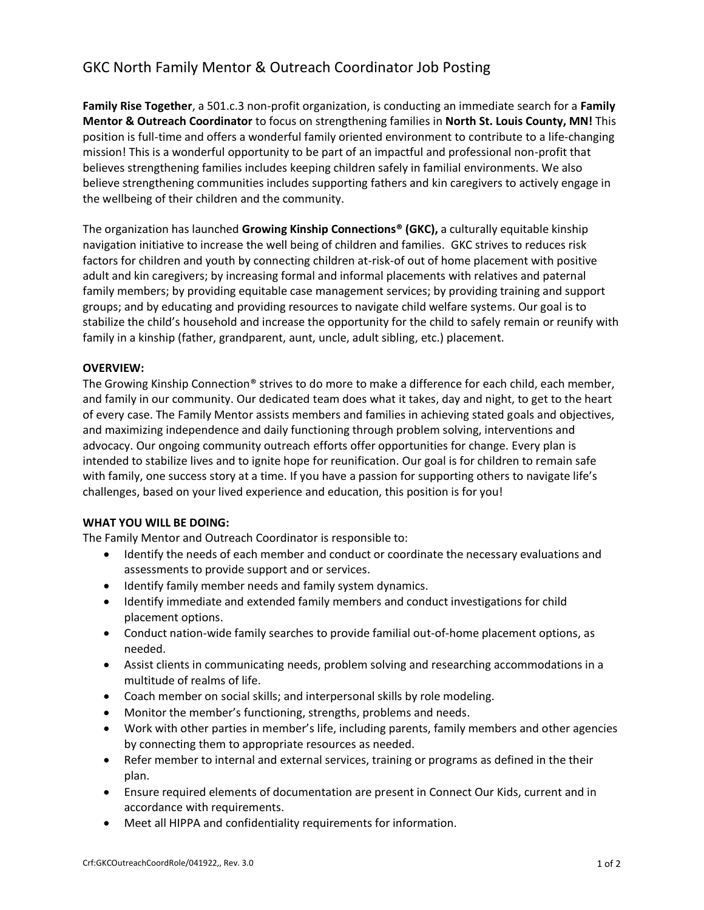# GKC North Family Mentor & Outreach Coordinator Job Posting

**Family Rise Together**, a 501.c.3 non-profit organization, is conducting an immediate search for a **Family Mentor & Outreach Coordinator** to focus on strengthening families in **North St. Louis County, MN!** This position is full-time and offers a wonderful family oriented environment to contribute to a life-changing mission! This is a wonderful opportunity to be part of an impactful and professional non-profit that believes strengthening families includes keeping children safely in familial environments. We also believe strengthening communities includes supporting fathers and kin caregivers to actively engage in the wellbeing of their children and the community.

The organization has launched **Growing Kinship Connections® (GKC),** a culturally equitable kinship navigation initiative to increase the well being of children and families. GKC strives to reduces risk factors for children and youth by connecting children at-risk-of out of home placement with positive adult and kin caregivers; by increasing formal and informal placements with relatives and paternal family members; by providing equitable case management services; by providing training and support groups; and by educating and providing resources to navigate child welfare systems. Our goal is to stabilize the child's household and increase the opportunity for the child to safely remain or reunify with family in a kinship (father, grandparent, aunt, uncle, adult sibling, etc.) placement.

**OVERVIEW:**

The Growing Kinship Connection® strives to do more to make a difference for each child, each member, and family in our community. Our dedicated team does what it takes, day and night, to get to the heart of every case. The Family Mentor assists members and families in achieving stated goals and objectives, and maximizing independence and daily functioning through problem solving, interventions and advocacy. Our ongoing community outreach efforts offer opportunities for change. Every plan is intended to stabilize lives and to ignite hope for reunification. Our goal is for children to remain safe with family, one success story at a time. If you have a passion for supporting others to navigate life's challenges, based on your lived experience and education, this position is for you!

**WHAT YOU WILL BE DOING:**

The Family Mentor and Outreach Coordinator is responsible to:

- Identify the needs of each member and conduct or coordinate the necessary evaluations and assessments to provide support and or services.
- Identify family member needs and family system dynamics.
- Identify immediate and extended family members and conduct investigations for child placement options.
- Conduct nation-wide family searches to provide familial out-of-home placement options, as needed.
- Assist clients in communicating needs, problem solving and researching accommodations in a multitude of realms of life.
- Coach member on social skills; and interpersonal skills by role modeling.
- Monitor the member's functioning, strengths, problems and needs.
- Work with other parties in member's life, including parents, family members and other agencies by connecting them to appropriate resources as needed.
- Refer member to internal and external services, training or programs as defined in the their plan.
- Ensure required elements of documentation are present in Connect Our Kids, current and in accordance with requirements.
- Meet all HIPPA and confidentiality requirements for information.

Crf:GKCOutreachCoordRole/041922,, Rev. 3.0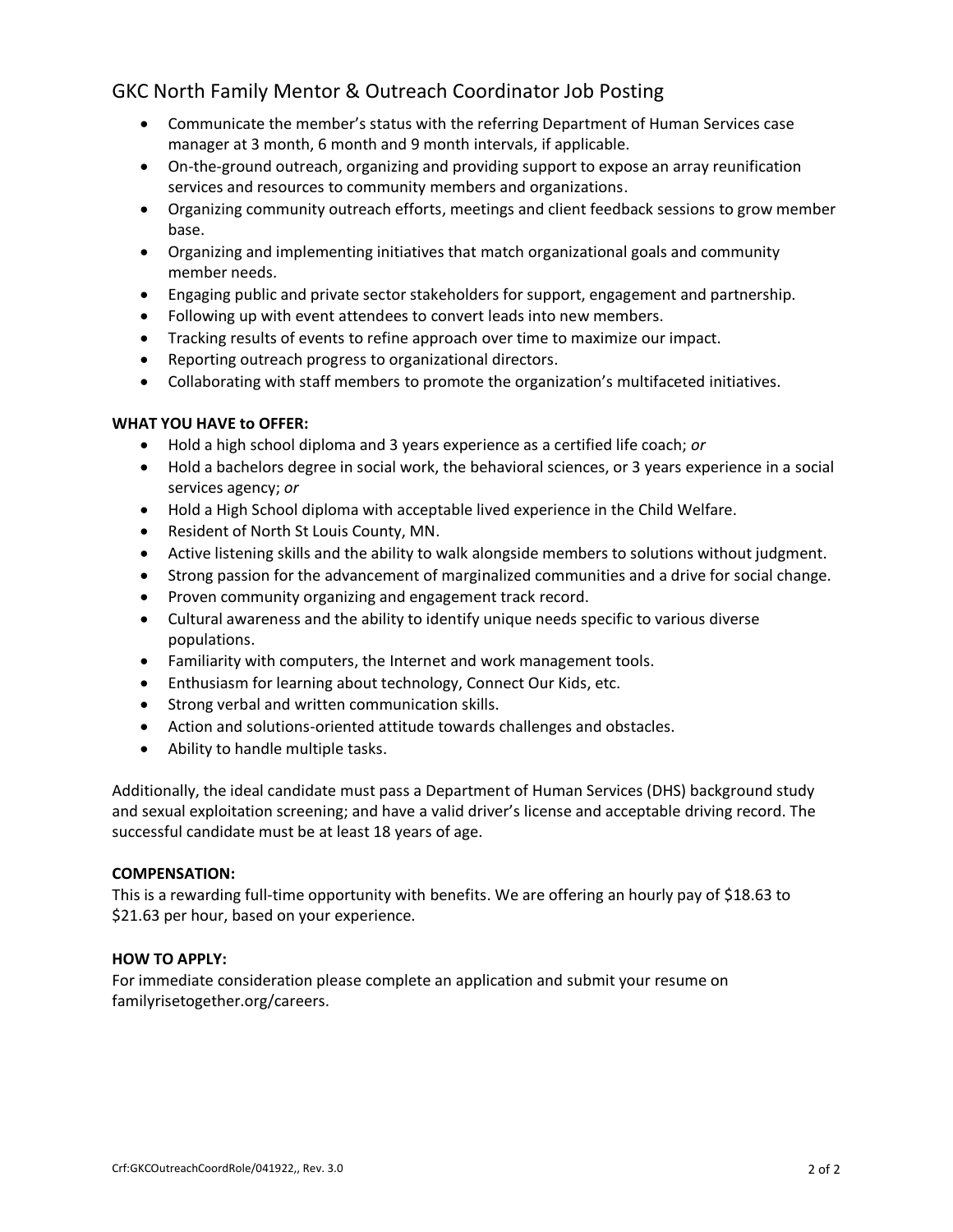# GKC North Family Mentor & Outreach Coordinator Job Posting

- Communicate the member's status with the referring Department of Human Services case manager at 3 month, 6 month and 9 month intervals, if applicable.
- On-the-ground outreach, organizing and providing support to expose an array reunification services and resources to community members and organizations.
- Organizing community outreach efforts, meetings and client feedback sessions to grow member base.
- Organizing and implementing initiatives that match organizational goals and community member needs.
- Engaging public and private sector stakeholders for support, engagement and partnership.
- Following up with event attendees to convert leads into new members.
- Tracking results of events to refine approach over time to maximize our impact.
- Reporting outreach progress to organizational directors.
- Collaborating with staff members to promote the organization's multifaceted initiatives.

**WHAT YOU HAVE to OFFER:**

- Hold a high school diploma and 3 years experience as a certified life coach; *or*
- Hold a bachelors degree in social work, the behavioral sciences, or 3 years experience in a social services agency; *or*
- Hold a High School diploma with acceptable lived experience in the Child Welfare.
- Resident of North St Louis County, MN.
- Active listening skills and the ability to walk alongside members to solutions without judgment.
- Strong passion for the advancement of marginalized communities and a drive for social change.
- Proven community organizing and engagement track record.
- Cultural awareness and the ability to identify unique needs specific to various diverse populations.
- Familiarity with computers, the Internet and work management tools.
- Enthusiasm for learning about technology, Connect Our Kids, etc.
- Strong verbal and written communication skills.
- Action and solutions-oriented attitude towards challenges and obstacles.
- Ability to handle multiple tasks.

Additionally, the ideal candidate must pass a Department of Human Services (DHS) background study and sexual exploitation screening; and have a valid driver's license and acceptable driving record. The successful candidate must be at least 18 years of age.

**COMPENSATION:**

This is a rewarding full-time opportunity with benefits. We are offering an hourly pay of $18.63 to $21.63 per hour, based on your experience.

**HOW TO APPLY:**

For immediate consideration please complete an application and submit your resume on familyrisetogether.org/careers.

Crf:GKCOutreachCoordRole/041922,, Rev. 3.0